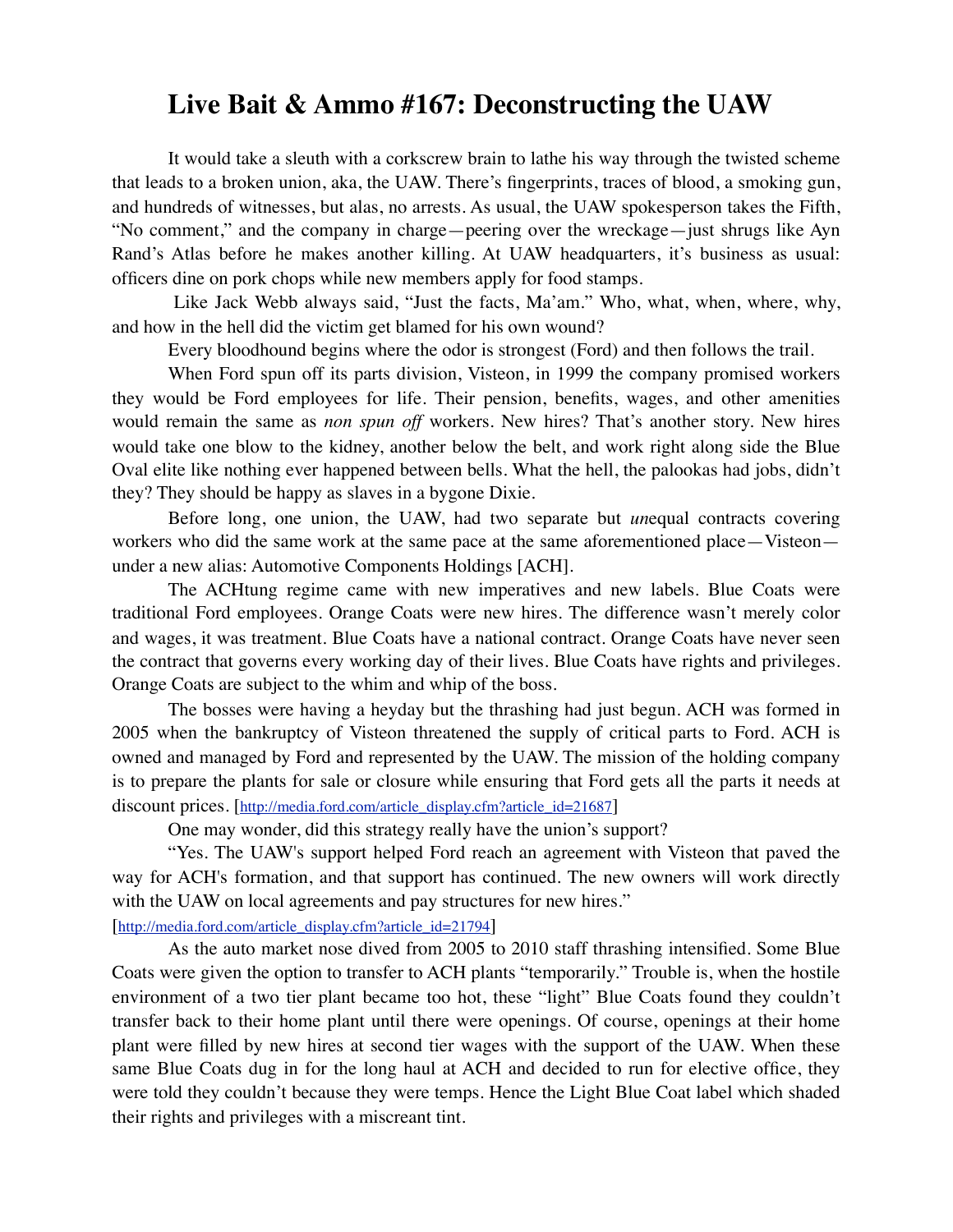# Live Bait & Ammo #167: Deconstructing the UAW

It would take a sleuth with a corkscrew brain to lathe his way through the twisted scheme that leads to a broken union, aka, the UAW. There's fingerprints, traces of blood, a smoking gun, and hundreds of witnesses, but alas, no arrests. As usual, the UAW spokesperson takes the Fifth, "No comment," and the company in charge—peering over the wreckage—just shrugs like Ayn Rand's Atlas before he makes another killing. At UAW headquarters, it's business as usual: officers dine on pork chops while new members apply for food stamps.

Like Jack Webb always said, "Just the facts, Ma'am." Who, what, when, where, why, and how in the hell did the victim get blamed for his own wound?

Every bloodhound begins where the odor is strongest (Ford) and then follows the trail.

When Ford spun off its parts division, Visteon, in 1999 the company promised workers they would be Ford employees for life. Their pension, benefits, wages, and other amenities would remain the same as *non spun off* workers. New hires? That's another story. New hires would take one blow to the kidney, another below the belt, and work right along side the Blue Oval elite like nothing ever happened between bells. What the hell, the palookas had jobs, didn't they? They should be happy as slaves in a bygone Dixie.

Before long, one union, the UAW, had two separate but *un*equal contracts covering workers who did the same work at the same pace at the same aforementioned place—Visteon—under a new alias: Automotive Components Holdings [ACH].

The ACHtung regime came with new imperatives and new labels. Blue Coats were traditional Ford employees. Orange Coats were new hires. The difference wasn't merely color and wages, it was treatment. Blue Coats have a national contract. Orange Coats have never seen the contract that governs every working day of their lives. Blue Coats have rights and privileges. Orange Coats are subject to the whim and whip of the boss.

The bosses were having a heyday but the thrashing had just begun. ACH was formed in 2005 when the bankruptcy of Visteon threatened the supply of critical parts to Ford. ACH is owned and managed by Ford and represented by the UAW. The mission of the holding company is to prepare the plants for sale or closure while ensuring that Ford gets all the parts it needs at discount prices. [http://media.ford.com/article_display.cfm?article_id=21687]

One may wonder, did this strategy really have the union's support?

"Yes. The UAW's support helped Ford reach an agreement with Visteon that paved the way for ACH's formation, and that support has continued. The new owners will work directly with the UAW on local agreements and pay structures for new hires." [http://media.ford.com/article_display.cfm?article_id=21794]

As the auto market nose dived from 2005 to 2010 staff thrashing intensified. Some Blue Coats were given the option to transfer to ACH plants "temporarily." Trouble is, when the hostile environment of a two tier plant became too hot, these "light" Blue Coats found they couldn't transfer back to their home plant until there were openings. Of course, openings at their home plant were filled by new hires at second tier wages with the support of the UAW. When these same Blue Coats dug in for the long haul at ACH and decided to run for elective office, they were told they couldn't because they were temps. Hence the Light Blue Coat label which shaded their rights and privileges with a miscreant tint.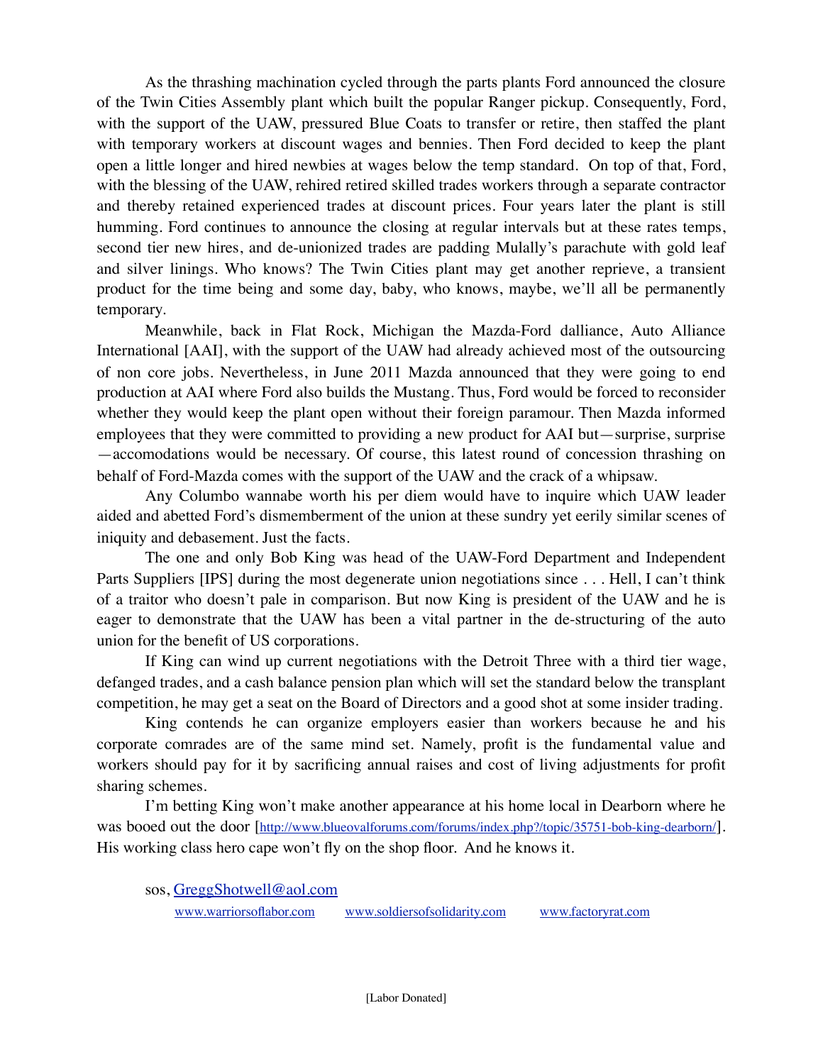As the thrashing machination cycled through the parts plants Ford announced the closure of the Twin Cities Assembly plant which built the popular Ranger pickup. Consequently, Ford, with the support of the UAW, pressured Blue Coats to transfer or retire, then staffed the plant with temporary workers at discount wages and bennies. Then Ford decided to keep the plant open a little longer and hired newbies at wages below the temp standard. On top of that, Ford, with the blessing of the UAW, rehired retired skilled trades workers through a separate contractor and thereby retained experienced trades at discount prices. Four years later the plant is still humming. Ford continues to announce the closing at regular intervals but at these rates temps, second tier new hires, and de-unionized trades are padding Mulally's parachute with gold leaf and silver linings. Who knows? The Twin Cities plant may get another reprieve, a transient product for the time being and some day, baby, who knows, maybe, we'll all be permanently temporary.

Meanwhile, back in Flat Rock, Michigan the Mazda-Ford dalliance, Auto Alliance International [AAI], with the support of the UAW had already achieved most of the outsourcing of non core jobs. Nevertheless, in June 2011 Mazda announced that they were going to end production at AAI where Ford also builds the Mustang. Thus, Ford would be forced to reconsider whether they would keep the plant open without their foreign paramour. Then Mazda informed employees that they were committed to providing a new product for AAI but—surprise, surprise—accomodations would be necessary. Of course, this latest round of concession thrashing on behalf of Ford-Mazda comes with the support of the UAW and the crack of a whipsaw.

Any Columbo wannabe worth his per diem would have to inquire which UAW leader aided and abetted Ford's dismemberment of the union at these sundry yet eerily similar scenes of iniquity and debasement. Just the facts.

The one and only Bob King was head of the UAW-Ford Department and Independent Parts Suppliers [IPS] during the most degenerate union negotiations since . . . Hell, I can't think of a traitor who doesn't pale in comparison. But now King is president of the UAW and he is eager to demonstrate that the UAW has been a vital partner in the de-structuring of the auto union for the benefit of US corporations.

If King can wind up current negotiations with the Detroit Three with a third tier wage, defanged trades, and a cash balance pension plan which will set the standard below the transplant competition, he may get a seat on the Board of Directors and a good shot at some insider trading.

King contends he can organize employers easier than workers because he and his corporate comrades are of the same mind set. Namely, profit is the fundamental value and workers should pay for it by sacrificing annual raises and cost of living adjustments for profit sharing schemes.

I'm betting King won't make another appearance at his home local in Dearborn where he was booed out the door [http://www.blueovalforums.com/forums/index.php?/topic/35751-bob-king-dearborn/]. His working class hero cape won't fly on the shop floor. And he knows it.

sos, GreggShotwell@aol.com

www.warriorsoflabor.com www.soldiersofsolidarity.com www.factoryrat.com

[Labor Donated]